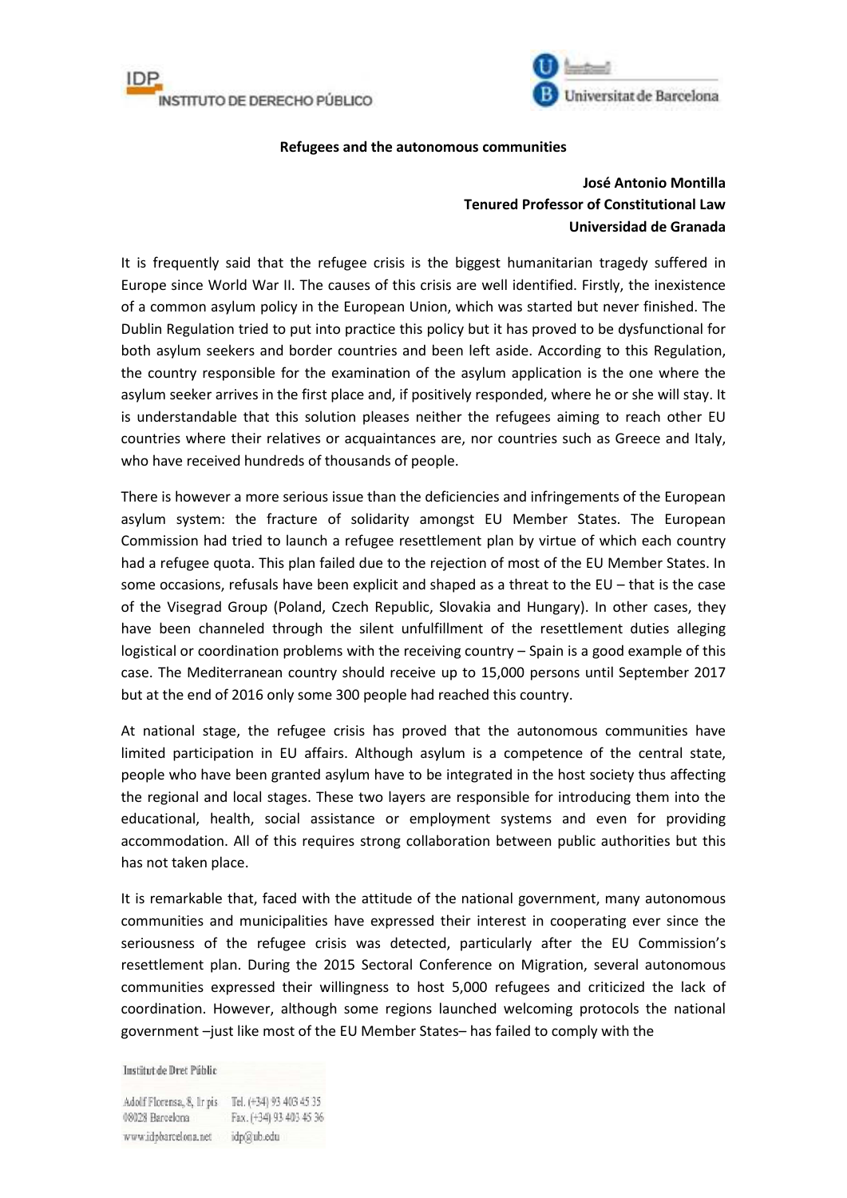**Refugees and the autonomous communities**

**José Antonio Montilla**
**Tenured Professor of Constitutional Law**
**Universidad de Granada**

It is frequently said that the refugee crisis is the biggest humanitarian tragedy suffered in Europe since World War II. The causes of this crisis are well identified. Firstly, the inexistence of a common asylum policy in the European Union, which was started but never finished. The Dublin Regulation tried to put into practice this policy but it has proved to be dysfunctional for both asylum seekers and border countries and been left aside. According to this Regulation, the country responsible for the examination of the asylum application is the one where the asylum seeker arrives in the first place and, if positively responded, where he or she will stay. It is understandable that this solution pleases neither the refugees aiming to reach other EU countries where their relatives or acquaintances are, nor countries such as Greece and Italy, who have received hundreds of thousands of people.

There is however a more serious issue than the deficiencies and infringements of the European asylum system: the fracture of solidarity amongst EU Member States. The European Commission had tried to launch a refugee resettlement plan by virtue of which each country had a refugee quota. This plan failed due to the rejection of most of the EU Member States. In some occasions, refusals have been explicit and shaped as a threat to the EU – that is the case of the Visegrad Group (Poland, Czech Republic, Slovakia and Hungary). In other cases, they have been channeled through the silent unfulfillment of the resettlement duties alleging logistical or coordination problems with the receiving country – Spain is a good example of this case. The Mediterranean country should receive up to 15,000 persons until September 2017 but at the end of 2016 only some 300 people had reached this country.

At national stage, the refugee crisis has proved that the autonomous communities have limited participation in EU affairs. Although asylum is a competence of the central state, people who have been granted asylum have to be integrated in the host society thus affecting the regional and local stages. These two layers are responsible for introducing them into the educational, health, social assistance or employment systems and even for providing accommodation. All of this requires strong collaboration between public authorities but this has not taken place.

It is remarkable that, faced with the attitude of the national government, many autonomous communities and municipalities have expressed their interest in cooperating ever since the seriousness of the refugee crisis was detected, particularly after the EU Commission's resettlement plan. During the 2015 Sectoral Conference on Migration, several autonomous communities expressed their willingness to host 5,000 refugees and criticized the lack of coordination. However, although some regions launched welcoming protocols the national government –just like most of the EU Member States– has failed to comply with the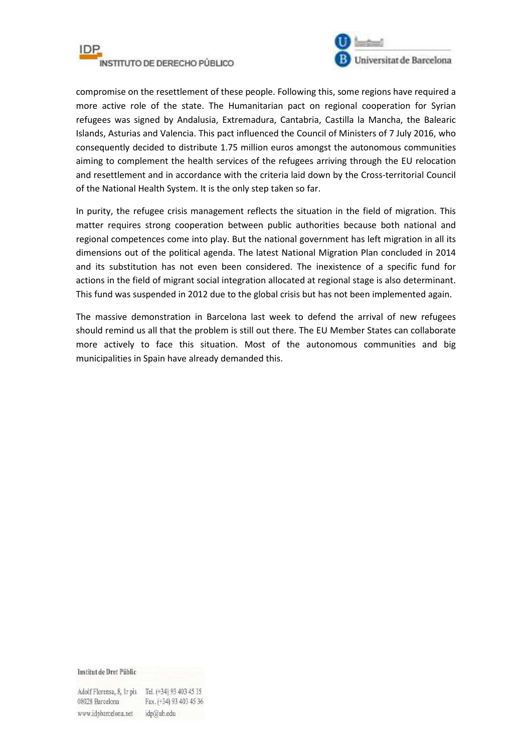compromise on the resettlement of these people. Following this, some regions have required a more active role of the state. The Humanitarian pact on regional cooperation for Syrian refugees was signed by Andalusia, Extremadura, Cantabria, Castilla la Mancha, the Balearic Islands, Asturias and Valencia. This pact influenced the Council of Ministers of 7 July 2016, who consequently decided to distribute 1.75 million euros amongst the autonomous communities aiming to complement the health services of the refugees arriving through the EU relocation and resettlement and in accordance with the criteria laid down by the Cross-territorial Council of the National Health System. It is the only step taken so far.

In purity, the refugee crisis management reflects the situation in the field of migration. This matter requires strong cooperation between public authorities because both national and regional competences come into play. But the national government has left migration in all its dimensions out of the political agenda. The latest National Migration Plan concluded in 2014 and its substitution has not even been considered. The inexistence of a specific fund for actions in the field of migrant social integration allocated at regional stage is also determinant. This fund was suspended in 2012 due to the global crisis but has not been implemented again.

The massive demonstration in Barcelona last week to defend the arrival of new refugees should remind us all that the problem is still out there. The EU Member States can collaborate more actively to face this situation. Most of the autonomous communities and big municipalities in Spain have already demanded this.